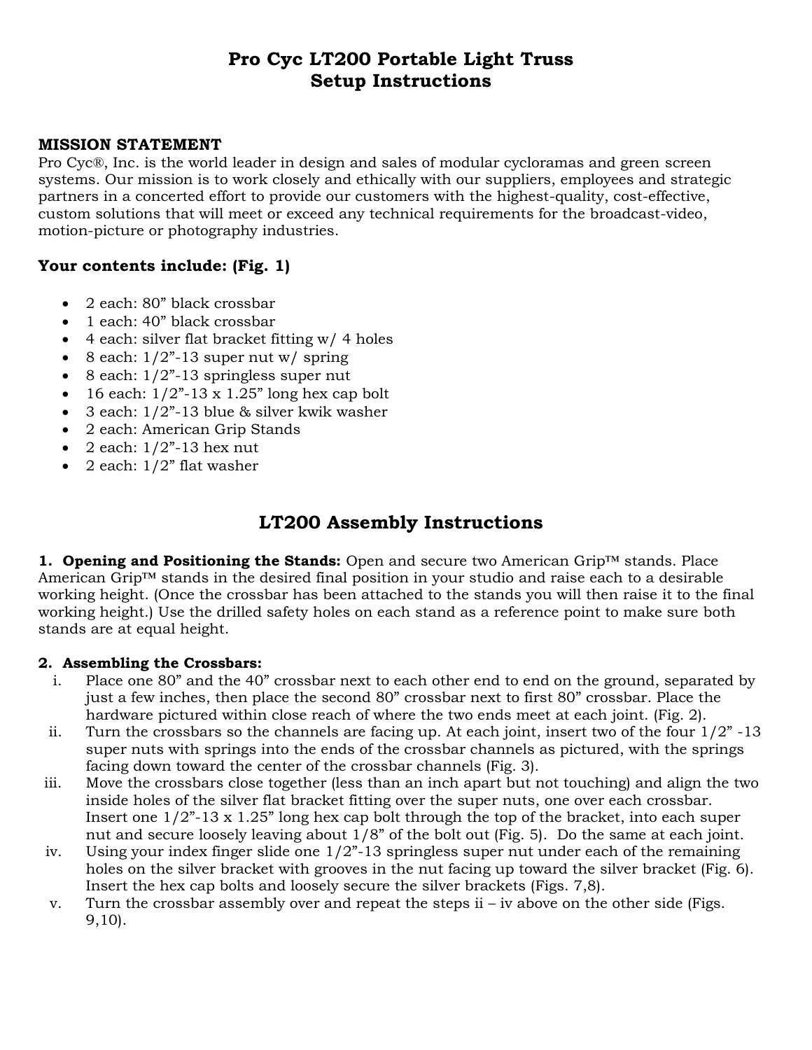# Pro Cyc LT200 Portable Light Truss
# Setup Instructions

**MISSION STATEMENT**
Pro Cyc®, Inc. is the world leader in design and sales of modular cycloramas and green screen systems. Our mission is to work closely and ethically with our suppliers, employees and strategic partners in a concerted effort to provide our customers with the highest-quality, cost-effective, custom solutions that will meet or exceed any technical requirements for the broadcast-video, motion-picture or photography industries.

### Your contents include: (Fig. 1)

- 2 each: 80" black crossbar
- 1 each: 40" black crossbar
- 4 each: silver flat bracket fitting w/ 4 holes
- 8 each: 1/2"-13 super nut w/ spring
- 8 each: 1/2"-13 springless super nut
- 16 each: 1/2"-13 x 1.25" long hex cap bolt
- 3 each: 1/2"-13 blue & silver kwik washer
- 2 each: American Grip Stands
- 2 each: 1/2"-13 hex nut
- 2 each: 1/2" flat washer

## LT200 Assembly Instructions

**1. Opening and Positioning the Stands:** Open and secure two American Grip™ stands. Place American Grip™ stands in the desired final position in your studio and raise each to a desirable working height. (Once the crossbar has been attached to the stands you will then raise it to the final working height.) Use the drilled safety holes on each stand as a reference point to make sure both stands are at equal height.

**2. Assembling the Crossbars:**

i. Place one 80" and the 40" crossbar next to each other end to end on the ground, separated by just a few inches, then place the second 80" crossbar next to first 80" crossbar. Place the hardware pictured within close reach of where the two ends meet at each joint. (Fig. 2).

ii. Turn the crossbars so the channels are facing up. At each joint, insert two of the four 1/2" -13 super nuts with springs into the ends of the crossbar channels as pictured, with the springs facing down toward the center of the crossbar channels (Fig. 3).

iii. Move the crossbars close together (less than an inch apart but not touching) and align the two inside holes of the silver flat bracket fitting over the super nuts, one over each crossbar. Insert one 1/2"-13 x 1.25" long hex cap bolt through the top of the bracket, into each super nut and secure loosely leaving about 1/8" of the bolt out (Fig. 5). Do the same at each joint.

iv. Using your index finger slide one 1/2"-13 springless super nut under each of the remaining holes on the silver bracket with grooves in the nut facing up toward the silver bracket (Fig. 6). Insert the hex cap bolts and loosely secure the silver brackets (Figs. 7,8).

v. Turn the crossbar assembly over and repeat the steps ii – iv above on the other side (Figs. 9,10).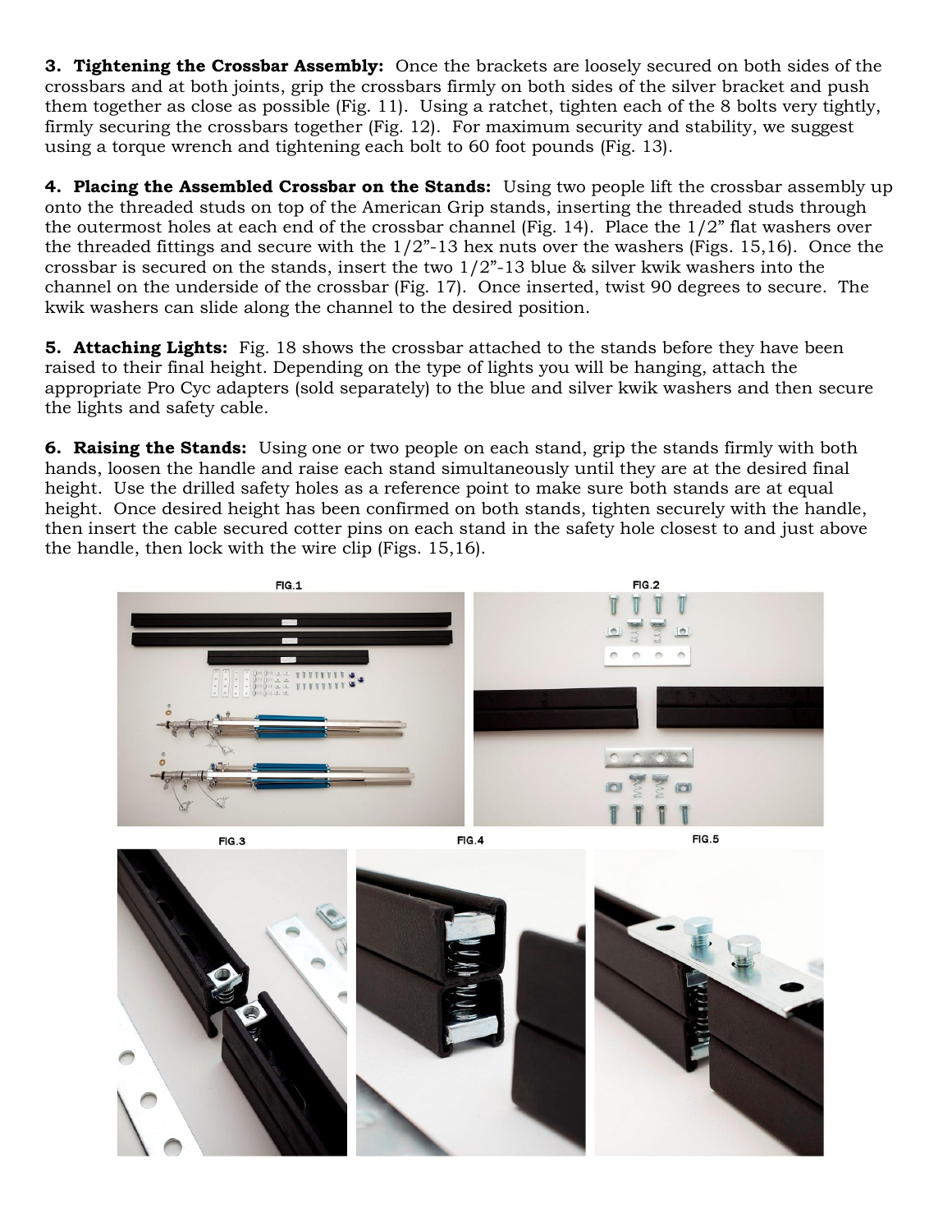**3. Tightening the Crossbar Assembly:** Once the brackets are loosely secured on both sides of the crossbars and at both joints, grip the crossbars firmly on both sides of the silver bracket and push them together as close as possible (Fig. 11). Using a ratchet, tighten each of the 8 bolts very tightly, firmly securing the crossbars together (Fig. 12). For maximum security and stability, we suggest using a torque wrench and tightening each bolt to 60 foot pounds (Fig. 13).

**4. Placing the Assembled Crossbar on the Stands:** Using two people lift the crossbar assembly up onto the threaded studs on top of the American Grip stands, inserting the threaded studs through the outermost holes at each end of the crossbar channel (Fig. 14). Place the 1/2" flat washers over the threaded fittings and secure with the 1/2"-13 hex nuts over the washers (Figs. 15,16). Once the crossbar is secured on the stands, insert the two 1/2"-13 blue & silver kwik washers into the channel on the underside of the crossbar (Fig. 17). Once inserted, twist 90 degrees to secure. The kwik washers can slide along the channel to the desired position.

**5. Attaching Lights:** Fig. 18 shows the crossbar attached to the stands before they have been raised to their final height. Depending on the type of lights you will be hanging, attach the appropriate Pro Cyc adapters (sold separately) to the blue and silver kwik washers and then secure the lights and safety cable.

**6. Raising the Stands:** Using one or two people on each stand, grip the stands firmly with both hands, loosen the handle and raise each stand simultaneously until they are at the desired final height. Use the drilled safety holes as a reference point to make sure both stands are at equal height. Once desired height has been confirmed on both stands, tighten securely with the handle, then insert the cable secured cotter pins on each stand in the safety hole closest to and just above the handle, then lock with the wire clip (Figs. 15,16).

FIG.1

FIG.2

FIG.3

FIG.4

FIG.5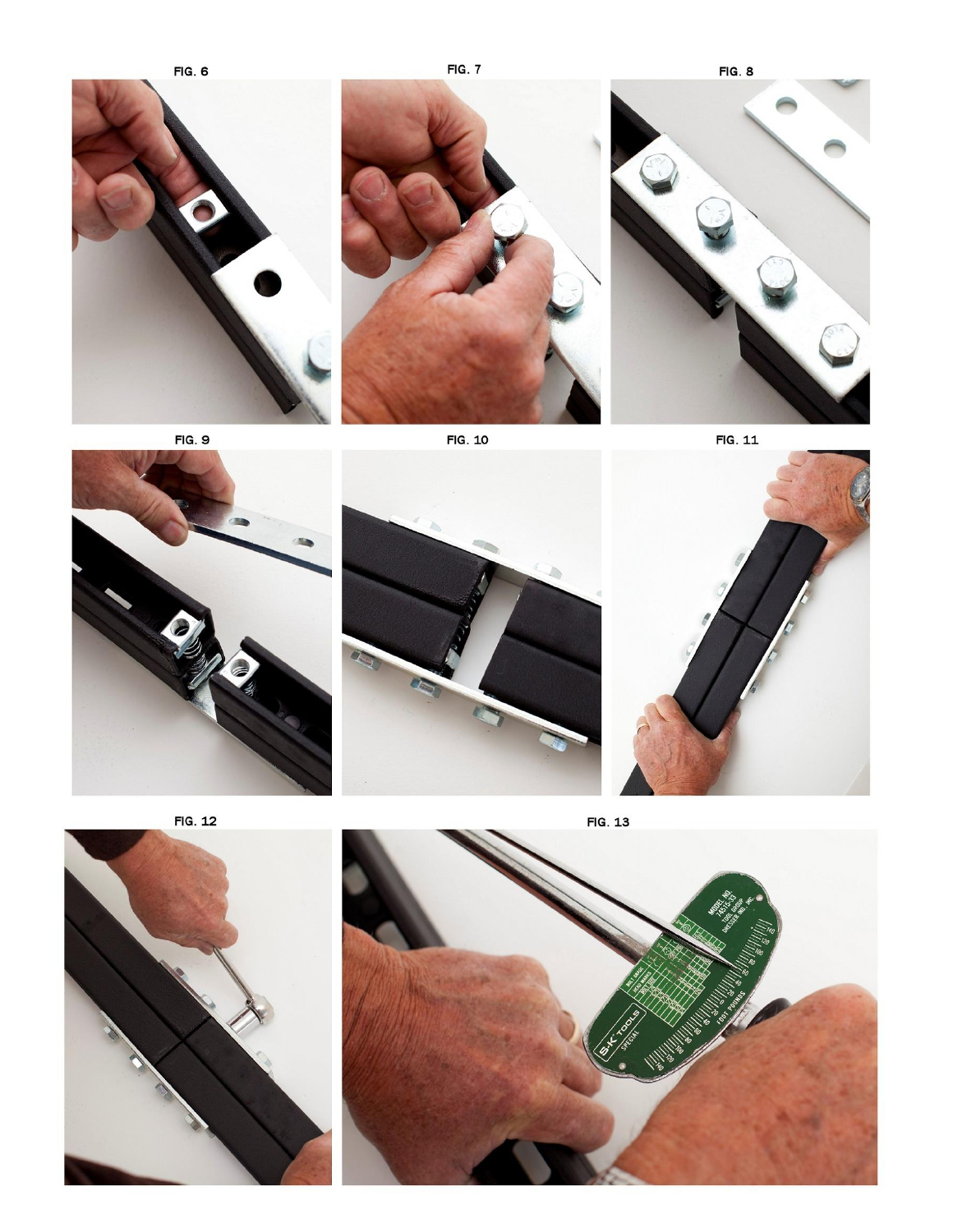FIG. 6

FIG. 7

FIG. 8

FIG. 9

FIG. 10

FIG. 11

FIG. 12

FIG. 13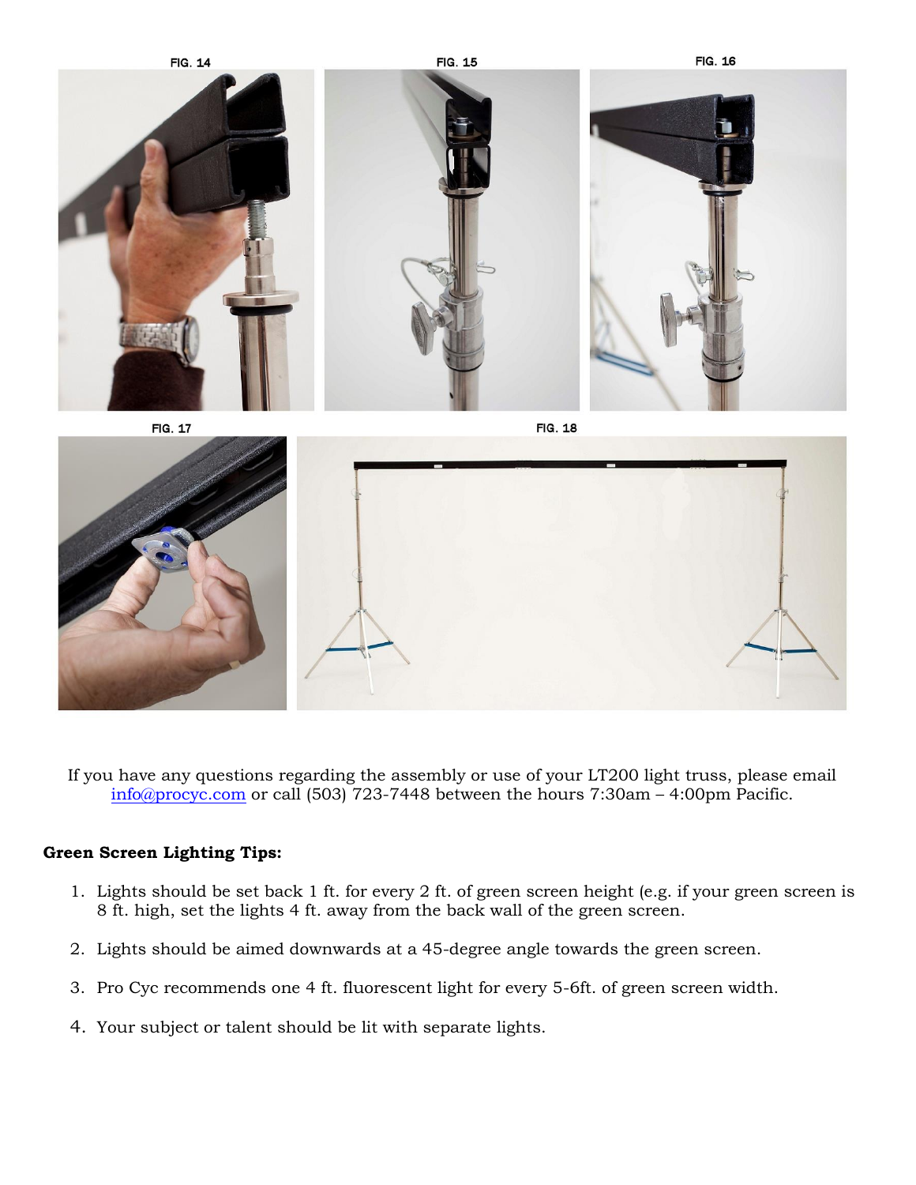FIG. 14

FIG. 15

FIG. 16

FIG. 17

FIG. 18

If you have any questions regarding the assembly or use of your LT200 light truss, please email info@procyc.com or call (503) 723-7448 between the hours 7:30am – 4:00pm Pacific.

**Green Screen Lighting Tips:**

1. Lights should be set back 1 ft. for every 2 ft. of green screen height (e.g. if your green screen is 8 ft. high, set the lights 4 ft. away from the back wall of the green screen.
2. Lights should be aimed downwards at a 45-degree angle towards the green screen.
3. Pro Cyc recommends one 4 ft. fluorescent light for every 5-6ft. of green screen width.
4. Your subject or talent should be lit with separate lights.